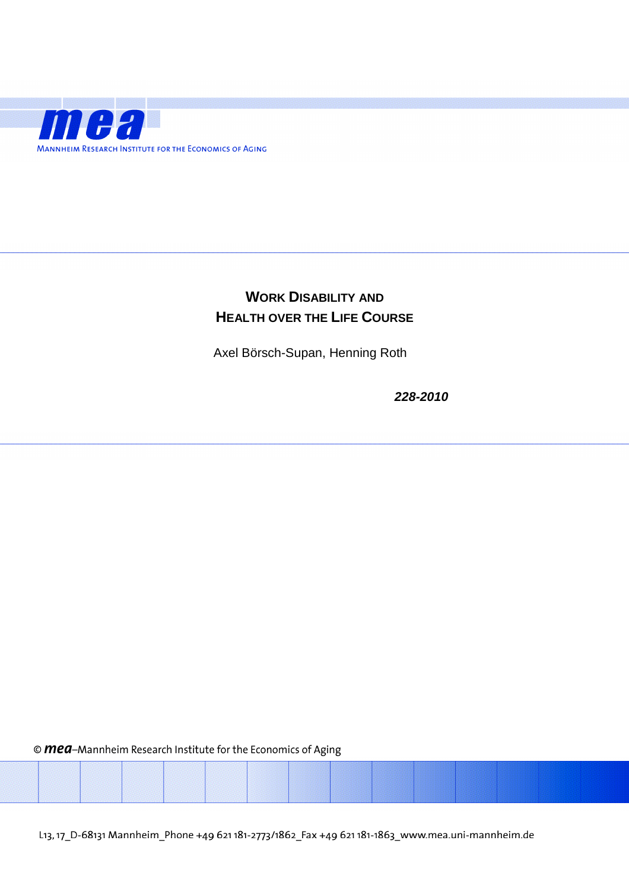mea

Mannheim Research Institute for the Economics of Aging

# Work Disability and Health over the Life Course

Axel Börsch-Supan, Henning Roth

*228-2010*

© mea–Mannheim Research Institute for the Economics of Aging

L13, 17_D-68131 Mannheim_Phone +49 621 181-2773/1862_Fax +49 621 181-1863_www.mea.uni-mannheim.de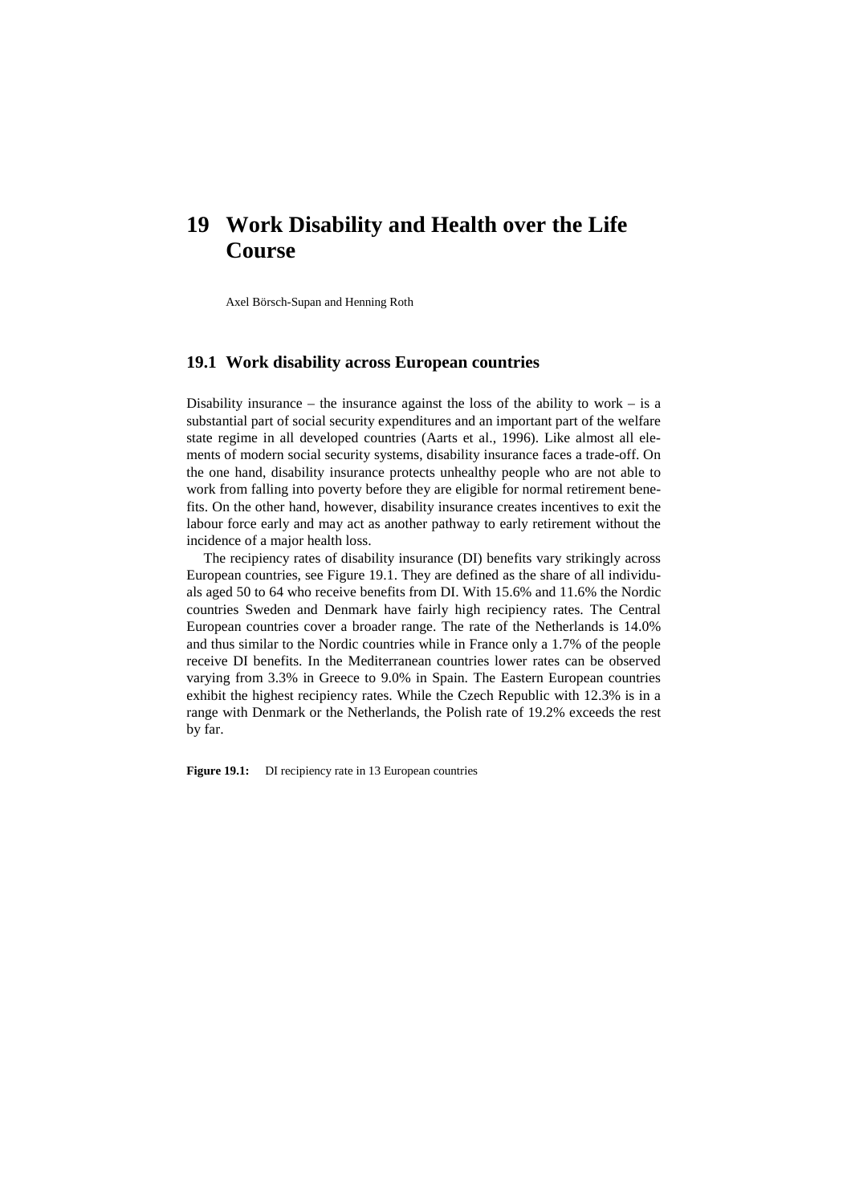# 19 Work Disability and Health over the Life Course

Axel Börsch-Supan and Henning Roth

## 19.1 Work disability across European countries

Disability insurance – the insurance against the loss of the ability to work – is a substantial part of social security expenditures and an important part of the welfare state regime in all developed countries (Aarts et al., 1996). Like almost all elements of modern social security systems, disability insurance faces a trade-off. On the one hand, disability insurance protects unhealthy people who are not able to work from falling into poverty before they are eligible for normal retirement benefits. On the other hand, however, disability insurance creates incentives to exit the labour force early and may act as another pathway to early retirement without the incidence of a major health loss.

The recipiency rates of disability insurance (DI) benefits vary strikingly across European countries, see Figure 19.1. They are defined as the share of all individuals aged 50 to 64 who receive benefits from DI. With 15.6% and 11.6% the Nordic countries Sweden and Denmark have fairly high recipiency rates. The Central European countries cover a broader range. The rate of the Netherlands is 14.0% and thus similar to the Nordic countries while in France only a 1.7% of the people receive DI benefits. In the Mediterranean countries lower rates can be observed varying from 3.3% in Greece to 9.0% in Spain. The Eastern European countries exhibit the highest recipiency rates. While the Czech Republic with 12.3% is in a range with Denmark or the Netherlands, the Polish rate of 19.2% exceeds the rest by far.

**Figure 19.1:** DI recipiency rate in 13 European countries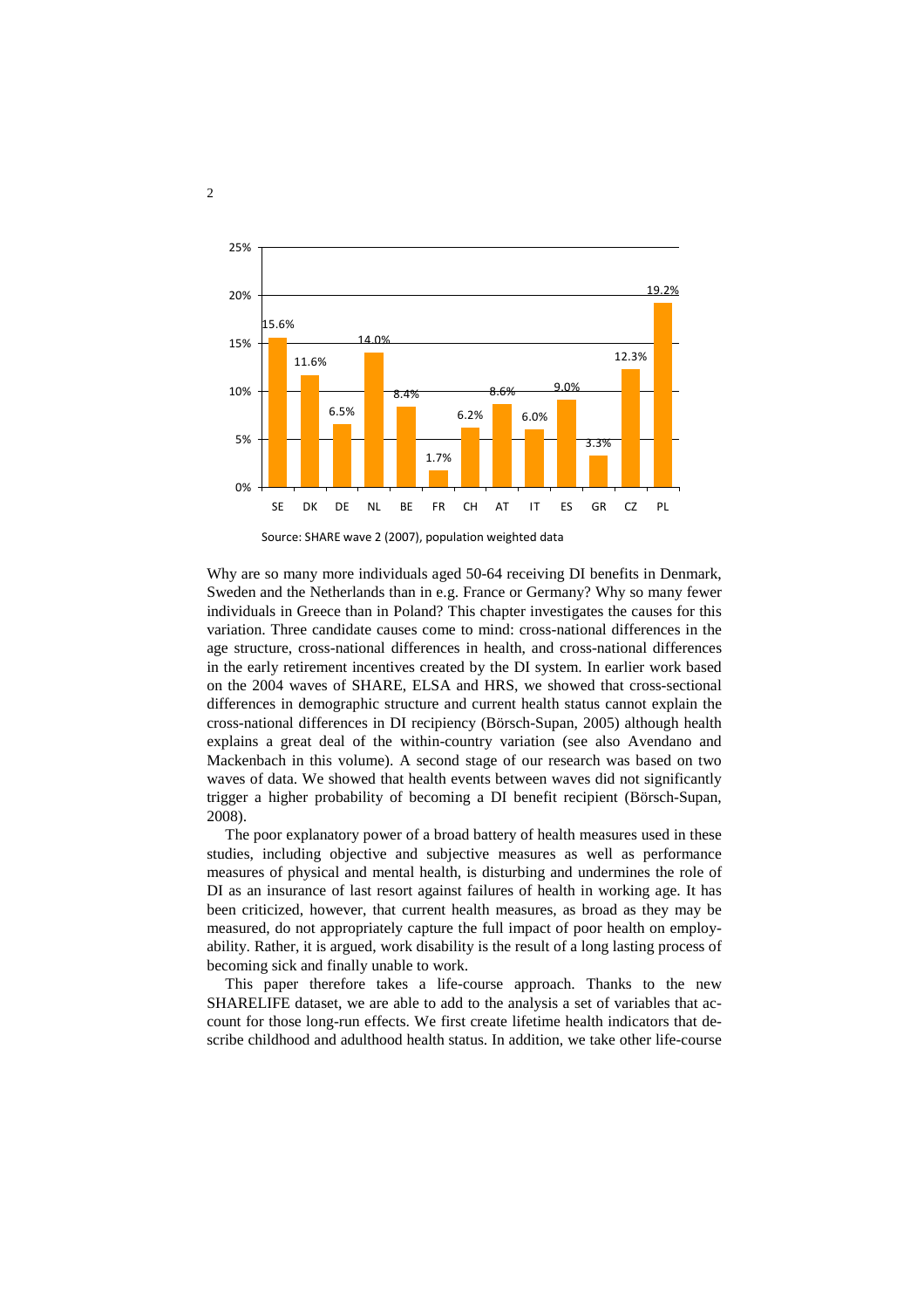| SE | DK | DE | NL | BE | FR | CH | AT | IT | ES | GR | CZ | PL |
|---|---|---|---|---|---|---|---|---|---|---|---|---|
| 15.6% | 11.6% | 6.5% | 14.0% | 8.4% | 1.7% | 6.2% | 8.6% | 6.0% | 9.0% | 3.3% | 12.3% | 19.2% |

Source: SHARE wave 2 (2007), population weighted data

Why are so many more individuals aged 50-64 receiving DI benefits in Denmark, Sweden and the Netherlands than in e.g. France or Germany? Why so many fewer individuals in Greece than in Poland? This chapter investigates the causes for this variation. Three candidate causes come to mind: cross-national differences in the age structure, cross-national differences in health, and cross-national differences in the early retirement incentives created by the DI system. In earlier work based on the 2004 waves of SHARE, ELSA and HRS, we showed that cross-sectional differences in demographic structure and current health status cannot explain the cross-national differences in DI recipiency (Börsch-Supan, 2005) although health explains a great deal of the within-country variation (see also Avendano and Mackenbach in this volume). A second stage of our research was based on two waves of data. We showed that health events between waves did not significantly trigger a higher probability of becoming a DI benefit recipient (Börsch-Supan, 2008).

The poor explanatory power of a broad battery of health measures used in these studies, including objective and subjective measures as well as performance measures of physical and mental health, is disturbing and undermines the role of DI as an insurance of last resort against failures of health in working age. It has been criticized, however, that current health measures, as broad as they may be measured, do not appropriately capture the full impact of poor health on employability. Rather, it is argued, work disability is the result of a long lasting process of becoming sick and finally unable to work.

This paper therefore takes a life-course approach. Thanks to the new SHARELIFE dataset, we are able to add to the analysis a set of variables that account for those long-run effects. We first create lifetime health indicators that describe childhood and adulthood health status. In addition, we take other life-course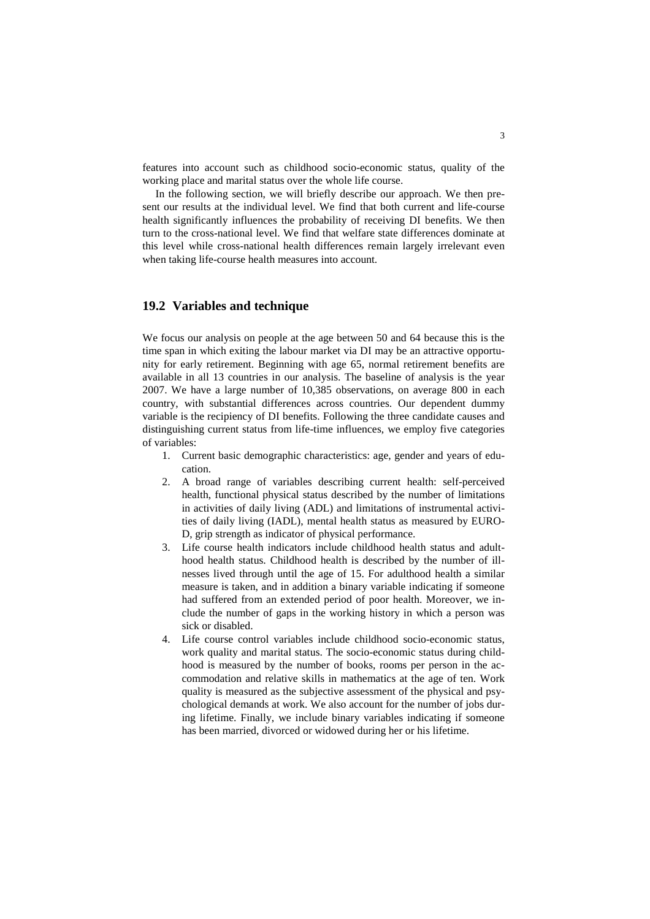features into account such as childhood socio-economic status, quality of the working place and marital status over the whole life course.

In the following section, we will briefly describe our approach. We then present our results at the individual level. We find that both current and life-course health significantly influences the probability of receiving DI benefits. We then turn to the cross-national level. We find that welfare state differences dominate at this level while cross-national health differences remain largely irrelevant even when taking life-course health measures into account.

## 19.2 Variables and technique

We focus our analysis on people at the age between 50 and 64 because this is the time span in which exiting the labour market via DI may be an attractive opportunity for early retirement. Beginning with age 65, normal retirement benefits are available in all 13 countries in our analysis. The baseline of analysis is the year 2007. We have a large number of 10,385 observations, on average 800 in each country, with substantial differences across countries. Our dependent dummy variable is the recipiency of DI benefits. Following the three candidate causes and distinguishing current status from life-time influences, we employ five categories of variables:

1. Current basic demographic characteristics: age, gender and years of education.
2. A broad range of variables describing current health: self-perceived health, functional physical status described by the number of limitations in activities of daily living (ADL) and limitations of instrumental activities of daily living (IADL), mental health status as measured by EURO-D, grip strength as indicator of physical performance.
3. Life course health indicators include childhood health status and adulthood health status. Childhood health is described by the number of illnesses lived through until the age of 15. For adulthood health a similar measure is taken, and in addition a binary variable indicating if someone had suffered from an extended period of poor health. Moreover, we include the number of gaps in the working history in which a person was sick or disabled.
4. Life course control variables include childhood socio-economic status, work quality and marital status. The socio-economic status during childhood is measured by the number of books, rooms per person in the accommodation and relative skills in mathematics at the age of ten. Work quality is measured as the subjective assessment of the physical and psychological demands at work. We also account for the number of jobs during lifetime. Finally, we include binary variables indicating if someone has been married, divorced or widowed during her or his lifetime.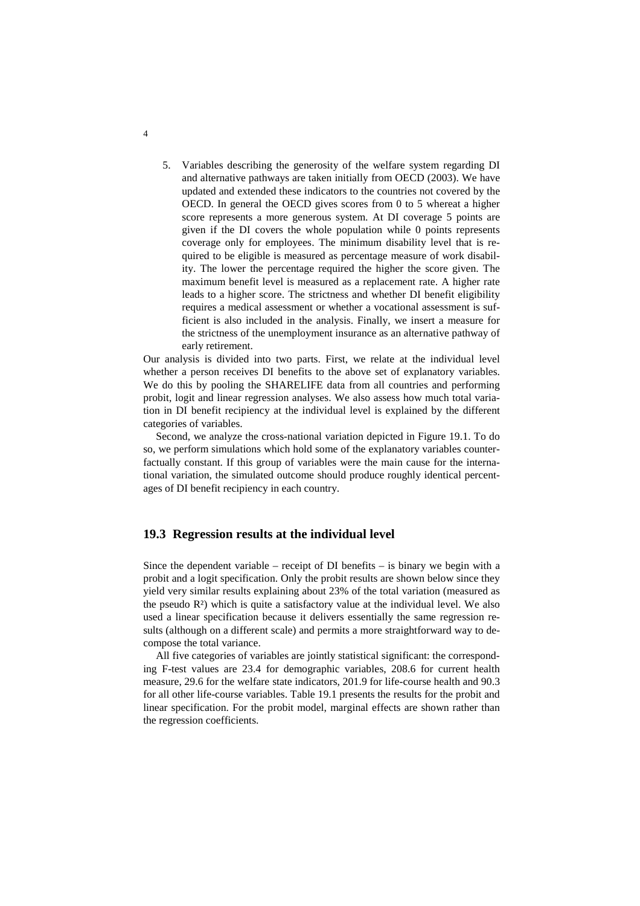5. Variables describing the generosity of the welfare system regarding DI and alternative pathways are taken initially from OECD (2003). We have updated and extended these indicators to the countries not covered by the OECD. In general the OECD gives scores from 0 to 5 whereat a higher score represents a more generous system. At DI coverage 5 points are given if the DI covers the whole population while 0 points represents coverage only for employees. The minimum disability level that is required to be eligible is measured as percentage measure of work disability. The lower the percentage required the higher the score given. The maximum benefit level is measured as a replacement rate. A higher rate leads to a higher score. The strictness and whether DI benefit eligibility requires a medical assessment or whether a vocational assessment is sufficient is also included in the analysis. Finally, we insert a measure for the strictness of the unemployment insurance as an alternative pathway of early retirement.

Our analysis is divided into two parts. First, we relate at the individual level whether a person receives DI benefits to the above set of explanatory variables. We do this by pooling the SHARELIFE data from all countries and performing probit, logit and linear regression analyses. We also assess how much total variation in DI benefit recipiency at the individual level is explained by the different categories of variables.

Second, we analyze the cross-national variation depicted in Figure 19.1. To do so, we perform simulations which hold some of the explanatory variables counterfactually constant. If this group of variables were the main cause for the international variation, the simulated outcome should produce roughly identical percentages of DI benefit recipiency in each country.

## 19.3 Regression results at the individual level

Since the dependent variable – receipt of DI benefits – is binary we begin with a probit and a logit specification. Only the probit results are shown below since they yield very similar results explaining about 23% of the total variation (measured as the pseudo $R^2$) which is quite a satisfactory value at the individual level. We also used a linear specification because it delivers essentially the same regression results (although on a different scale) and permits a more straightforward way to decompose the total variance.

All five categories of variables are jointly statistical significant: the corresponding F-test values are 23.4 for demographic variables, 208.6 for current health measure, 29.6 for the welfare state indicators, 201.9 for life-course health and 90.3 for all other life-course variables. Table 19.1 presents the results for the probit and linear specification. For the probit model, marginal effects are shown rather than the regression coefficients.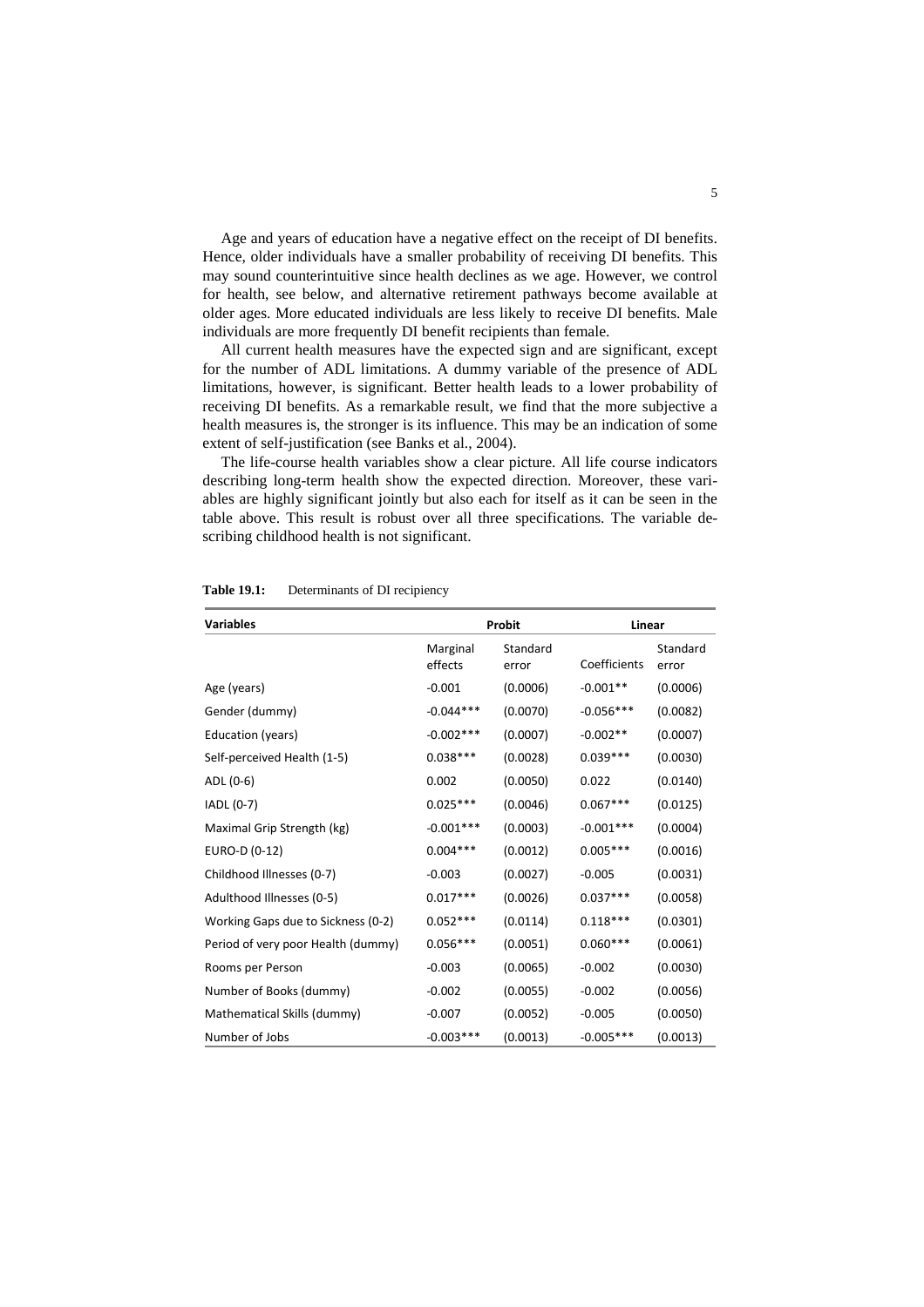Age and years of education have a negative effect on the receipt of DI benefits. Hence, older individuals have a smaller probability of receiving DI benefits. This may sound counterintuitive since health declines as we age. However, we control for health, see below, and alternative retirement pathways become available at older ages. More educated individuals are less likely to receive DI benefits. Male individuals are more frequently DI benefit recipients than female.

All current health measures have the expected sign and are significant, except for the number of ADL limitations. A dummy variable of the presence of ADL limitations, however, is significant. Better health leads to a lower probability of receiving DI benefits. As a remarkable result, we find that the more subjective a health measures is, the stronger is its influence. This may be an indication of some extent of self-justification (see Banks et al., 2004).

The life-course health variables show a clear picture. All life course indicators describing long-term health show the expected direction. Moreover, these variables are highly significant jointly but also each for itself as it can be seen in the table above. This result is robust over all three specifications. The variable describing childhood health is not significant.

**Table 19.1:** Determinants of DI recipiency

| Variables | Probit | | Linear | |
|---|---|---|---|---|
| | Marginal effects | Standard error | Coefficients | Standard error |
| Age (years) | -0.001 | (0.0006) | -0.001** | (0.0006) |
| Gender (dummy) | -0.044*** | (0.0070) | -0.056*** | (0.0082) |
| Education (years) | -0.002*** | (0.0007) | -0.002** | (0.0007) |
| Self-perceived Health (1-5) | 0.038*** | (0.0028) | 0.039*** | (0.0030) |
| ADL (0-6) | 0.002 | (0.0050) | 0.022 | (0.0140) |
| IADL (0-7) | 0.025*** | (0.0046) | 0.067*** | (0.0125) |
| Maximal Grip Strength (kg) | -0.001*** | (0.0003) | -0.001*** | (0.0004) |
| EURO-D (0-12) | 0.004*** | (0.0012) | 0.005*** | (0.0016) |
| Childhood Illnesses (0-7) | -0.003 | (0.0027) | -0.005 | (0.0031) |
| Adulthood Illnesses (0-5) | 0.017*** | (0.0026) | 0.037*** | (0.0058) |
| Working Gaps due to Sickness (0-2) | 0.052*** | (0.0114) | 0.118*** | (0.0301) |
| Period of very poor Health (dummy) | 0.056*** | (0.0051) | 0.060*** | (0.0061) |
| Rooms per Person | -0.003 | (0.0065) | -0.002 | (0.0030) |
| Number of Books (dummy) | -0.002 | (0.0055) | -0.002 | (0.0056) |
| Mathematical Skills (dummy) | -0.007 | (0.0052) | -0.005 | (0.0050) |
| Number of Jobs | -0.003*** | (0.0013) | -0.005*** | (0.0013) |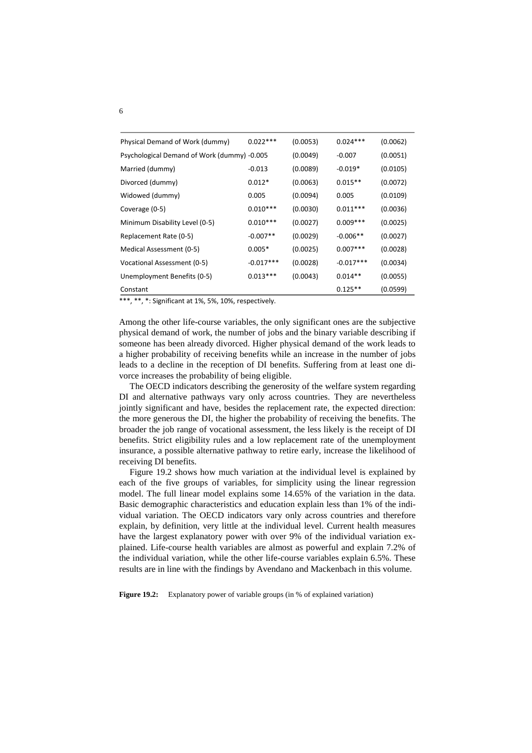| | | | | |
|---|---|---|---|---|
| Physical Demand of Work (dummy) | 0.022*** | (0.0053) | 0.024*** | (0.0062) |
| Psychological Demand of Work (dummy) | -0.005 | (0.0049) | -0.007 | (0.0051) |
| Married (dummy) | -0.013 | (0.0089) | -0.019* | (0.0105) |
| Divorced (dummy) | 0.012* | (0.0063) | 0.015** | (0.0072) |
| Widowed (dummy) | 0.005 | (0.0094) | 0.005 | (0.0109) |
| Coverage (0-5) | 0.010*** | (0.0030) | 0.011*** | (0.0036) |
| Minimum Disability Level (0-5) | 0.010*** | (0.0027) | 0.009*** | (0.0025) |
| Replacement Rate (0-5) | -0.007** | (0.0029) | -0.006** | (0.0027) |
| Medical Assessment (0-5) | 0.005* | (0.0025) | 0.007*** | (0.0028) |
| Vocational Assessment (0-5) | -0.017*** | (0.0028) | -0.017*** | (0.0034) |
| Unemployment Benefits (0-5) | 0.013*** | (0.0043) | 0.014** | (0.0055) |
| Constant | | | 0.125** | (0.0599) |

***, **, *: Significant at 1%, 5%, 10%, respectively.

Among the other life-course variables, the only significant ones are the subjective physical demand of work, the number of jobs and the binary variable describing if someone has been already divorced. Higher physical demand of the work leads to a higher probability of receiving benefits while an increase in the number of jobs leads to a decline in the reception of DI benefits. Suffering from at least one divorce increases the probability of being eligible.

The OECD indicators describing the generosity of the welfare system regarding DI and alternative pathways vary only across countries. They are nevertheless jointly significant and have, besides the replacement rate, the expected direction: the more generous the DI, the higher the probability of receiving the benefits. The broader the job range of vocational assessment, the less likely is the receipt of DI benefits. Strict eligibility rules and a low replacement rate of the unemployment insurance, a possible alternative pathway to retire early, increase the likelihood of receiving DI benefits.

Figure 19.2 shows how much variation at the individual level is explained by each of the five groups of variables, for simplicity using the linear regression model. The full linear model explains some 14.65% of the variation in the data. Basic demographic characteristics and education explain less than 1% of the individual variation. The OECD indicators vary only across countries and therefore explain, by definition, very little at the individual level. Current health measures have the largest explanatory power with over 9% of the individual variation explained. Life-course health variables are almost as powerful and explain 7.2% of the individual variation, while the other life-course variables explain 6.5%. These results are in line with the findings by Avendano and Mackenbach in this volume.

**Figure 19.2:** Explanatory power of variable groups (in % of explained variation)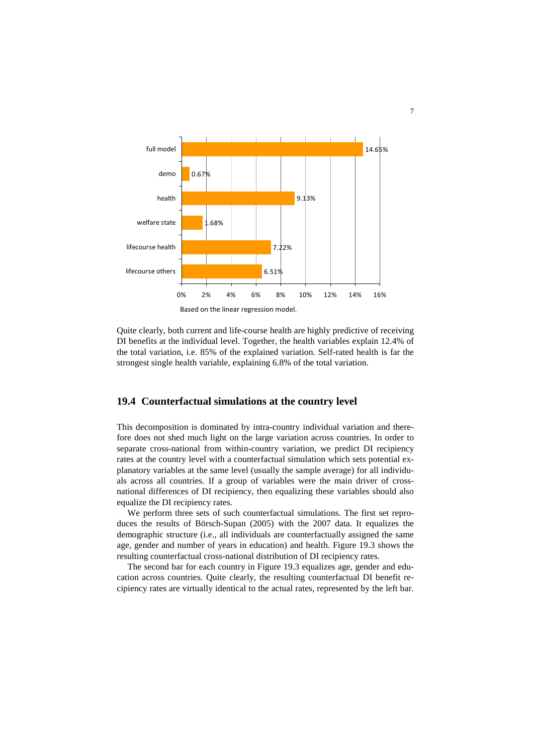Based on the linear regression model.

Quite clearly, both current and life-course health are highly predictive of receiving DI benefits at the individual level. Together, the health variables explain 12.4% of the total variation, i.e. 85% of the explained variation. Self-rated health is far the strongest single health variable, explaining 6.8% of the total variation.

## 19.4 Counterfactual simulations at the country level

This decomposition is dominated by intra-country individual variation and therefore does not shed much light on the large variation across countries. In order to separate cross-national from within-country variation, we predict DI recipiency rates at the country level with a counterfactual simulation which sets potential explanatory variables at the same level (usually the sample average) for all individuals across all countries. If a group of variables were the main driver of cross-national differences of DI recipiency, then equalizing these variables should also equalize the DI recipiency rates.

We perform three sets of such counterfactual simulations. The first set reproduces the results of Börsch-Supan (2005) with the 2007 data. It equalizes the demographic structure (i.e., all individuals are counterfactually assigned the same age, gender and number of years in education) and health. Figure 19.3 shows the resulting counterfactual cross-national distribution of DI recipiency rates.

The second bar for each country in Figure 19.3 equalizes age, gender and education across countries. Quite clearly, the resulting counterfactual DI benefit recipiency rates are virtually identical to the actual rates, represented by the left bar.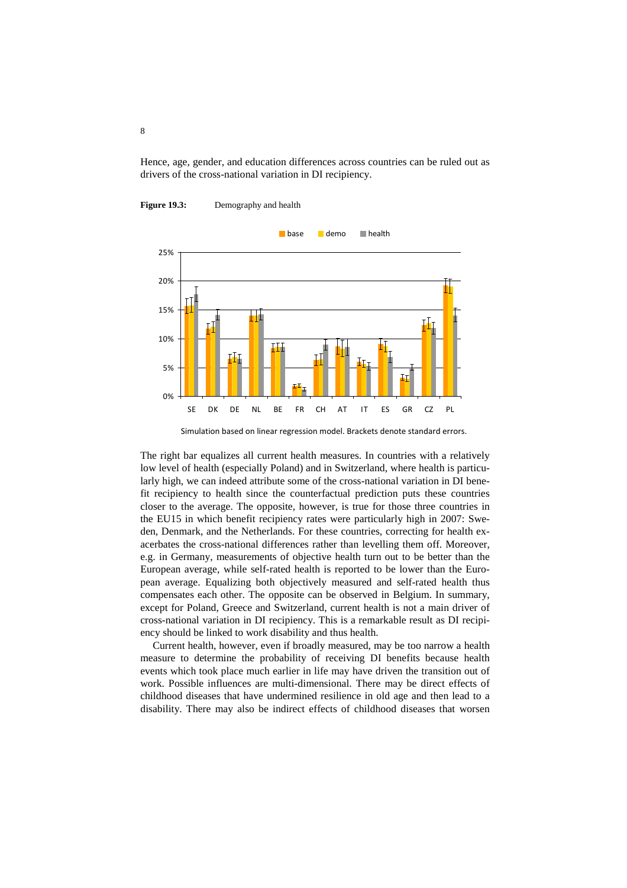Hence, age, gender, and education differences across countries can be ruled out as drivers of the cross-national variation in DI recipiency.

**Figure 19.3:** Demography and health

Simulation based on linear regression model. Brackets denote standard errors.

The right bar equalizes all current health measures. In countries with a relatively low level of health (especially Poland) and in Switzerland, where health is particularly high, we can indeed attribute some of the cross-national variation in DI benefit recipiency to health since the counterfactual prediction puts these countries closer to the average. The opposite, however, is true for those three countries in the EU15 in which benefit recipiency rates were particularly high in 2007: Sweden, Denmark, and the Netherlands. For these countries, correcting for health exacerbates the cross-national differences rather than levelling them off. Moreover, e.g. in Germany, measurements of objective health turn out to be better than the European average, while self-rated health is reported to be lower than the European average. Equalizing both objectively measured and self-rated health thus compensates each other. The opposite can be observed in Belgium. In summary, except for Poland, Greece and Switzerland, current health is not a main driver of cross-national variation in DI recipiency. This is a remarkable result as DI recipiency should be linked to work disability and thus health.

Current health, however, even if broadly measured, may be too narrow a health measure to determine the probability of receiving DI benefits because health events which took place much earlier in life may have driven the transition out of work. Possible influences are multi-dimensional. There may be direct effects of childhood diseases that have undermined resilience in old age and then lead to a disability. There may also be indirect effects of childhood diseases that worsen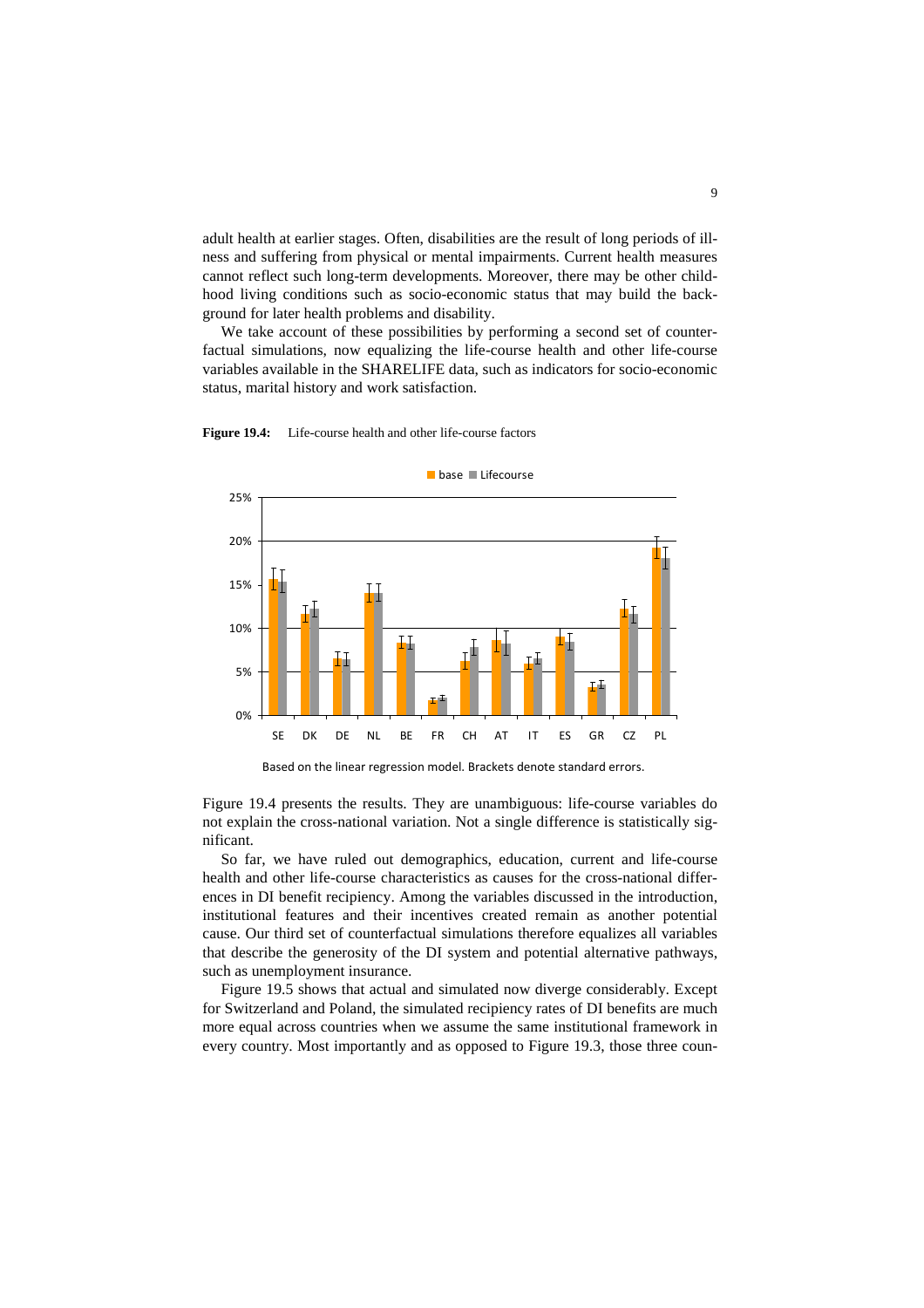adult health at earlier stages. Often, disabilities are the result of long periods of illness and suffering from physical or mental impairments. Current health measures cannot reflect such long-term developments. Moreover, there may be other childhood living conditions such as socio-economic status that may build the background for later health problems and disability.

We take account of these possibilities by performing a second set of counterfactual simulations, now equalizing the life-course health and other life-course variables available in the SHARELIFE data, such as indicators for socio-economic status, marital history and work satisfaction.

**Figure 19.4:** Life-course health and other life-course factors

Based on the linear regression model. Brackets denote standard errors.

Figure 19.4 presents the results. They are unambiguous: life-course variables do not explain the cross-national variation. Not a single difference is statistically significant.

So far, we have ruled out demographics, education, current and life-course health and other life-course characteristics as causes for the cross-national differences in DI benefit recipiency. Among the variables discussed in the introduction, institutional features and their incentives created remain as another potential cause. Our third set of counterfactual simulations therefore equalizes all variables that describe the generosity of the DI system and potential alternative pathways, such as unemployment insurance.

Figure 19.5 shows that actual and simulated now diverge considerably. Except for Switzerland and Poland, the simulated recipiency rates of DI benefits are much more equal across countries when we assume the same institutional framework in every country. Most importantly and as opposed to Figure 19.3, those three coun-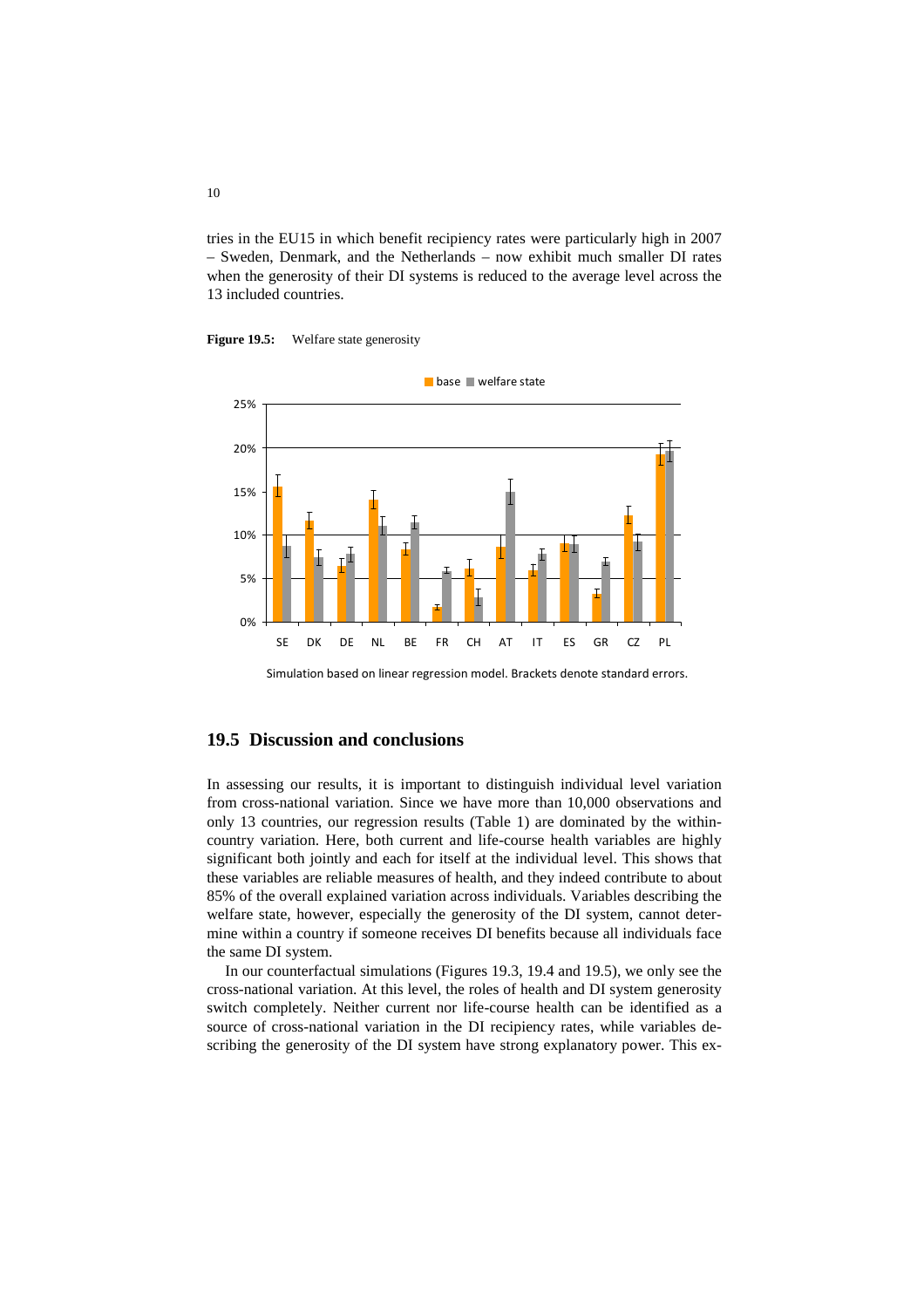tries in the EU15 in which benefit recipiency rates were particularly high in 2007 – Sweden, Denmark, and the Netherlands – now exhibit much smaller DI rates when the generosity of their DI systems is reduced to the average level across the 13 included countries.

**Figure 19.5:** Welfare state generosity

Simulation based on linear regression model. Brackets denote standard errors.

## 19.5 Discussion and conclusions

In assessing our results, it is important to distinguish individual level variation from cross-national variation. Since we have more than 10,000 observations and only 13 countries, our regression results (Table 1) are dominated by the within-country variation. Here, both current and life-course health variables are highly significant both jointly and each for itself at the individual level. This shows that these variables are reliable measures of health, and they indeed contribute to about 85% of the overall explained variation across individuals. Variables describing the welfare state, however, especially the generosity of the DI system, cannot determine within a country if someone receives DI benefits because all individuals face the same DI system.

In our counterfactual simulations (Figures 19.3, 19.4 and 19.5), we only see the cross-national variation. At this level, the roles of health and DI system generosity switch completely. Neither current nor life-course health can be identified as a source of cross-national variation in the DI recipiency rates, while variables describing the generosity of the DI system have strong explanatory power. This ex-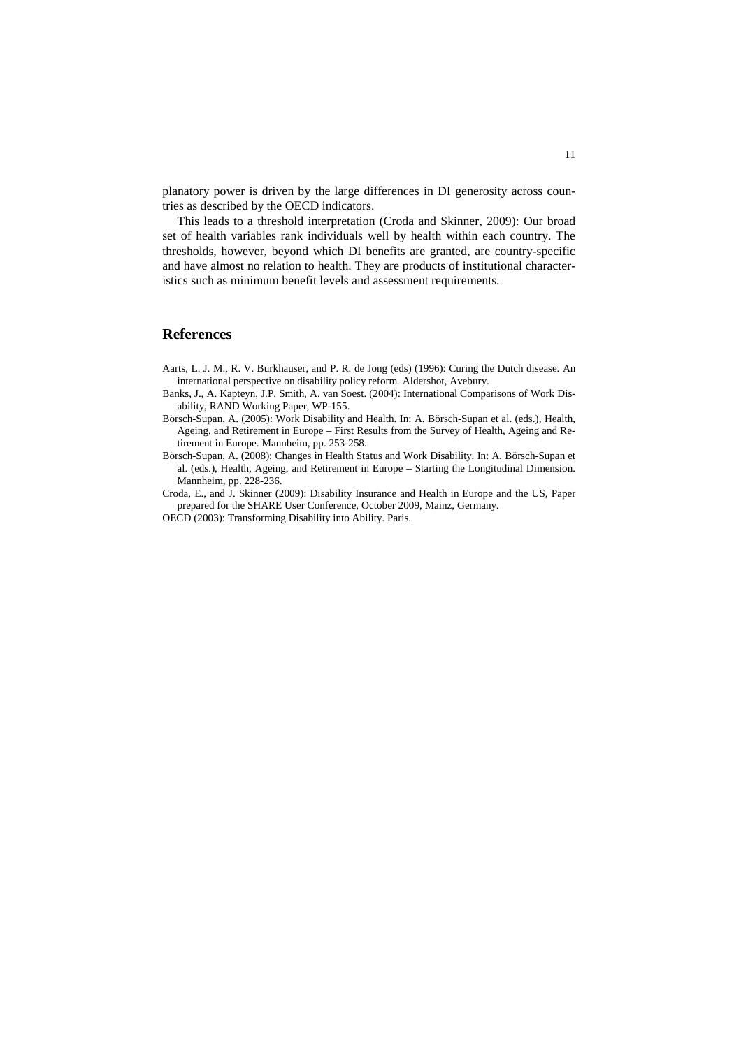planatory power is driven by the large differences in DI generosity across countries as described by the OECD indicators.

This leads to a threshold interpretation (Croda and Skinner, 2009): Our broad set of health variables rank individuals well by health within each country. The thresholds, however, beyond which DI benefits are granted, are country-specific and have almost no relation to health. They are products of institutional characteristics such as minimum benefit levels and assessment requirements.

## References

Aarts, L. J. M., R. V. Burkhauser, and P. R. de Jong (eds) (1996): Curing the Dutch disease. An international perspective on disability policy reform. Aldershot, Avebury.

Banks, J., A. Kapteyn, J.P. Smith, A. van Soest. (2004): International Comparisons of Work Disability, RAND Working Paper, WP-155.

Börsch-Supan, A. (2005): Work Disability and Health. In: A. Börsch-Supan et al. (eds.), Health, Ageing, and Retirement in Europe – First Results from the Survey of Health, Ageing and Retirement in Europe. Mannheim, pp. 253-258.

Börsch-Supan, A. (2008): Changes in Health Status and Work Disability. In: A. Börsch-Supan et al. (eds.), Health, Ageing, and Retirement in Europe – Starting the Longitudinal Dimension. Mannheim, pp. 228-236.

Croda, E., and J. Skinner (2009): Disability Insurance and Health in Europe and the US, Paper prepared for the SHARE User Conference, October 2009, Mainz, Germany.

OECD (2003): Transforming Disability into Ability. Paris.